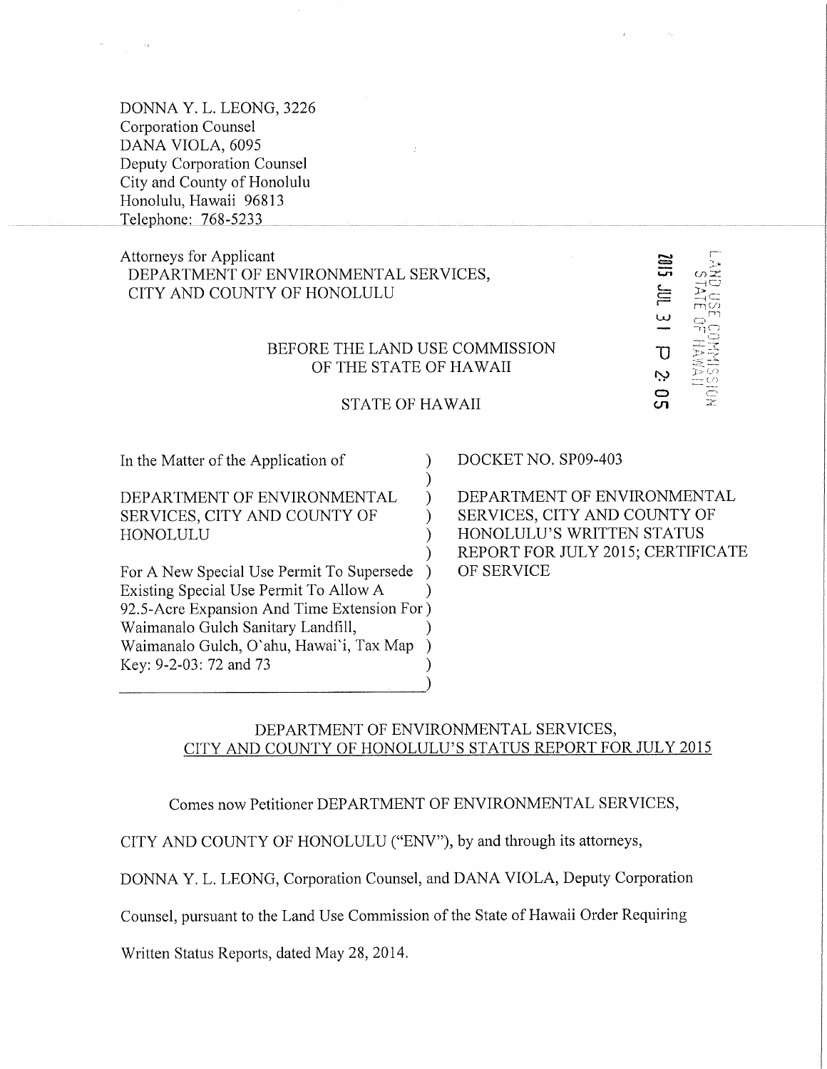DONNA Y. L. LEONG, 3226
Corporation Counsel
DANA VIOLA, 6095
Deputy Corporation Counsel
City and County of Honolulu
Honolulu, Hawaii 96813
Telephone: 768-5233

Attorneys for Applicant
DEPARTMENT OF ENVIRONMENTAL SERVICES,
CITY AND COUNTY OF HONOLULU

LAND USE COMMISSION
STATE OF HAWAII
2015 JUL 31 P 2:05

BEFORE THE LAND USE COMMISSION
OF THE STATE OF HAWAII

STATE OF HAWAII

| | |
|---|---|
| In the Matter of the Application of<br><br>DEPARTMENT OF ENVIRONMENTAL SERVICES, CITY AND COUNTY OF HONOLULU<br><br>For A New Special Use Permit To Supersede Existing Special Use Permit To Allow A 92.5-Acre Expansion And Time Extension For Waimanalo Gulch Sanitary Landfill, Waimanalo Gulch, O`ahu, Hawai`i, Tax Map Key: 9-2-03: 72 and 73 | DOCKET NO. SP09-403<br><br>DEPARTMENT OF ENVIRONMENTAL SERVICES, CITY AND COUNTY OF HONOLULU'S WRITTEN STATUS REPORT FOR JULY 2015; CERTIFICATE OF SERVICE |

DEPARTMENT OF ENVIRONMENTAL SERVICES,
CITY AND COUNTY OF HONOLULU'S STATUS REPORT FOR JULY 2015

Comes now Petitioner DEPARTMENT OF ENVIRONMENTAL SERVICES, CITY AND COUNTY OF HONOLULU ("ENV"), by and through its attorneys, DONNA Y. L. LEONG, Corporation Counsel, and DANA VIOLA, Deputy Corporation Counsel, pursuant to the Land Use Commission of the State of Hawaii Order Requiring Written Status Reports, dated May 28, 2014.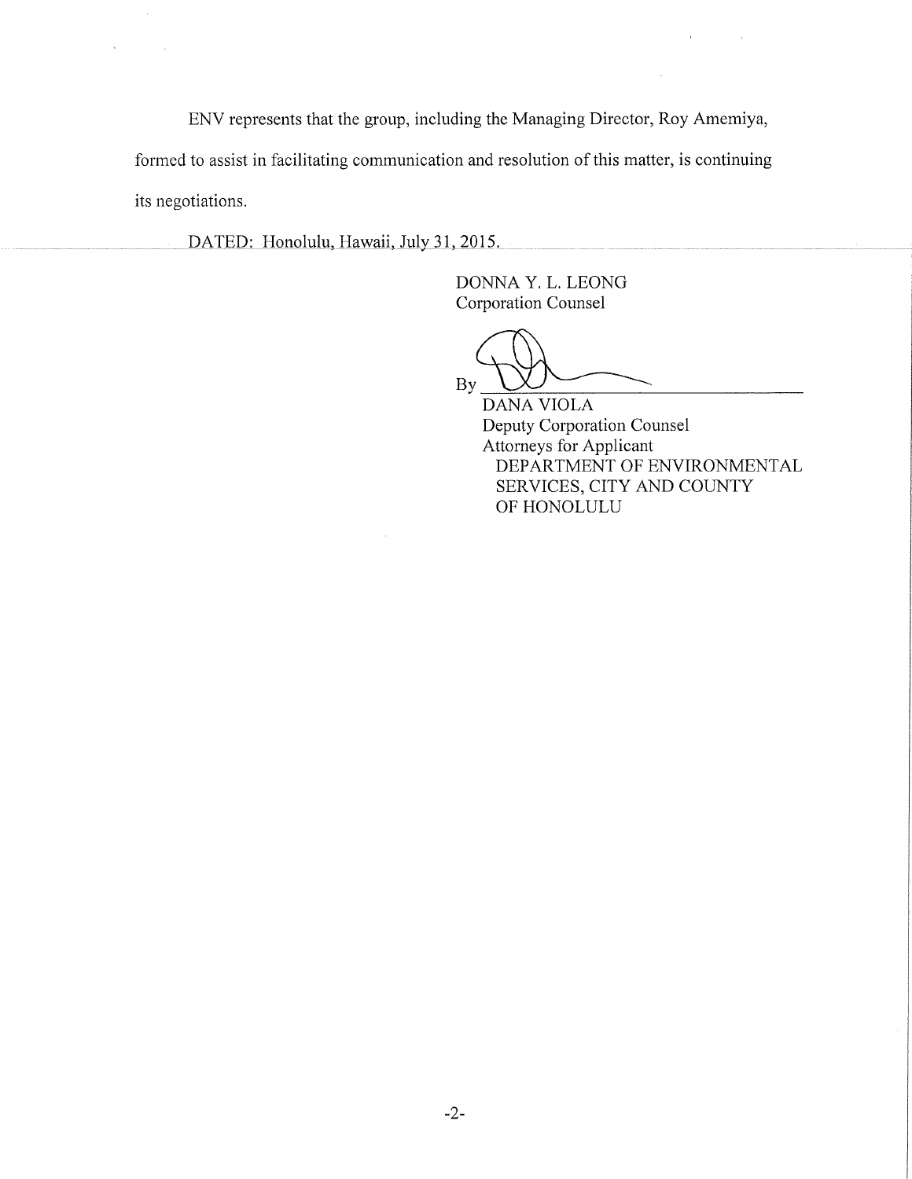ENV represents that the group, including the Managing Director, Roy Amemiya, formed to assist in facilitating communication and resolution of this matter, is continuing its negotiations.

DATED: Honolulu, Hawaii, July 31, 2015.

DONNA Y. L. LEONG
Corporation Counsel

By ______________________________
DANA VIOLA
Deputy Corporation Counsel
Attorneys for Applicant
DEPARTMENT OF ENVIRONMENTAL SERVICES, CITY AND COUNTY OF HONOLULU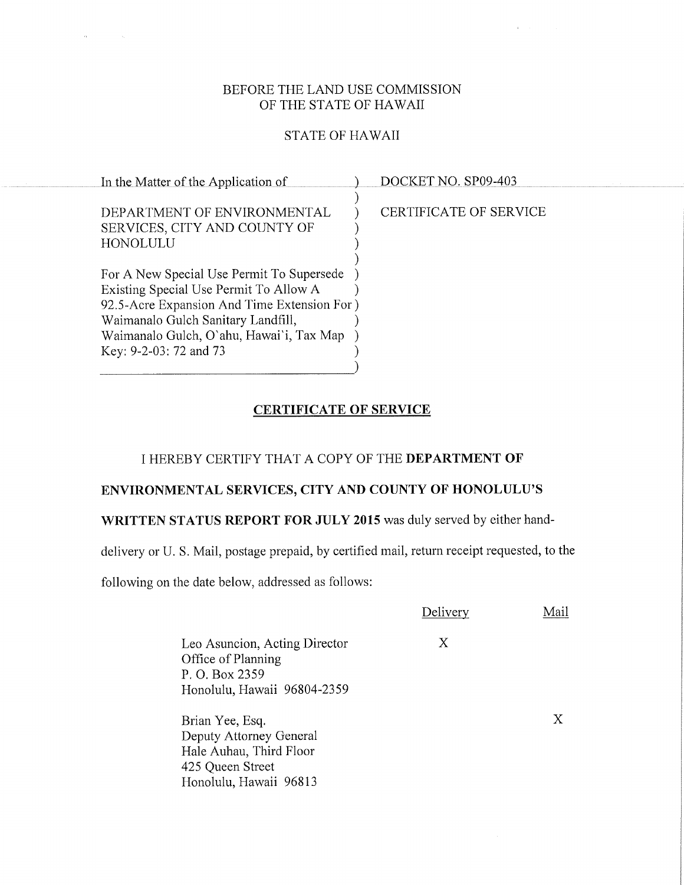BEFORE THE LAND USE COMMISSION
OF THE STATE OF HAWAII

STATE OF HAWAII

| | |
|---|---|
| In the Matter of the Application of<br><br>DEPARTMENT OF ENVIRONMENTAL SERVICES, CITY AND COUNTY OF HONOLULU<br><br>For A New Special Use Permit To Supersede Existing Special Use Permit To Allow A 92.5-Acre Expansion And Time Extension For Waimanalo Gulch Sanitary Landfill, Waimanalo Gulch, O`ahu, Hawai`i, Tax Map Key: 9-2-03: 72 and 73 | DOCKET NO. SP09-403<br><br>CERTIFICATE OF SERVICE |

## CERTIFICATE OF SERVICE

I HEREBY CERTIFY THAT A COPY OF THE **DEPARTMENT OF ENVIRONMENTAL SERVICES, CITY AND COUNTY OF HONOLULU'S WRITTEN STATUS REPORT FOR JULY 2015** was duly served by either hand-delivery or U. S. Mail, postage prepaid, by certified mail, return receipt requested, to the following on the date below, addressed as follows:

| | Delivery | Mail |
|---|---|---|
| Leo Asuncion, Acting Director<br>Office of Planning<br>P. O. Box 2359<br>Honolulu, Hawaii 96804-2359 | X | |
| Brian Yee, Esq.<br>Deputy Attorney General<br>Hale Auhau, Third Floor<br>425 Queen Street<br>Honolulu, Hawaii 96813 | | X |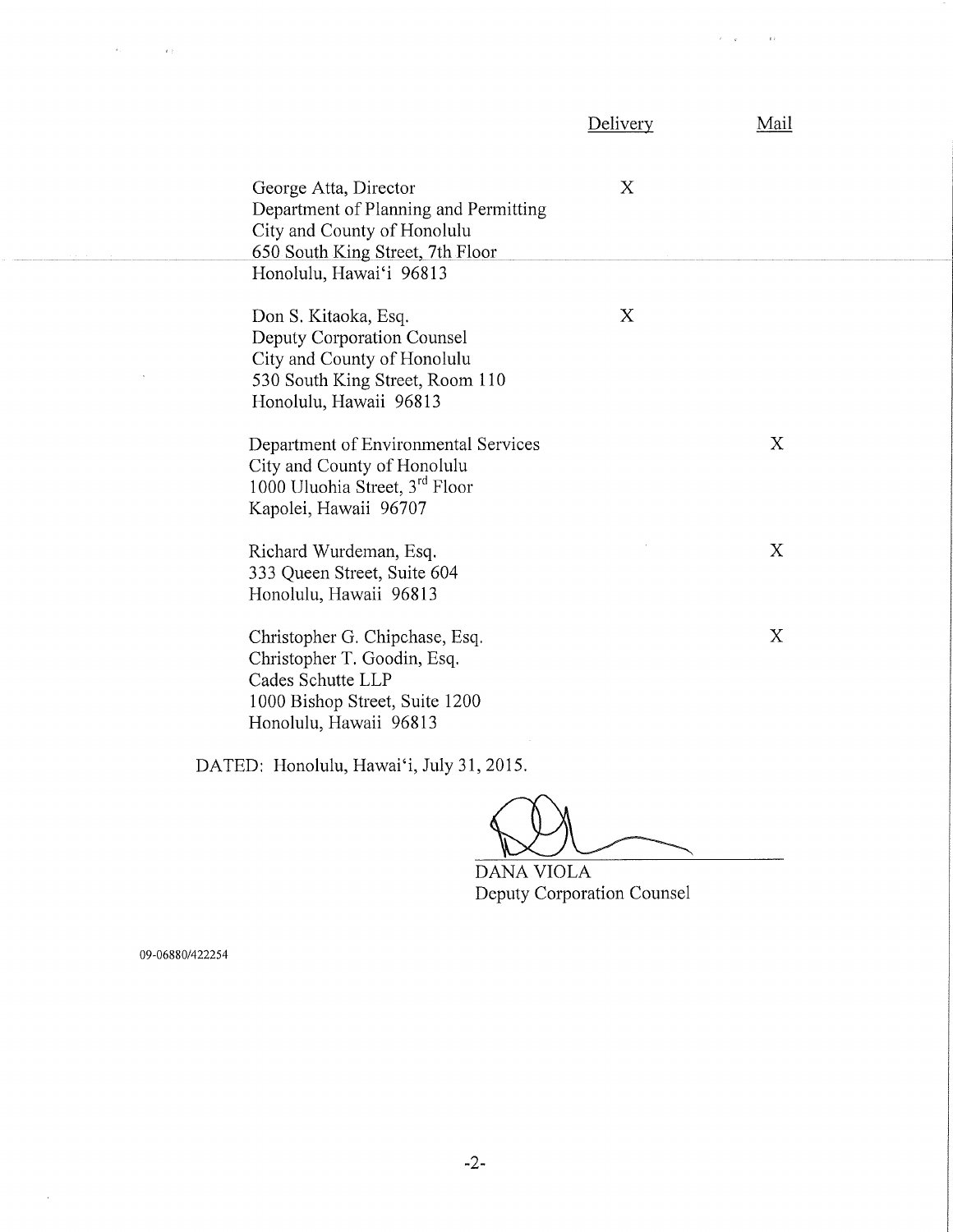| | Delivery | Mail |
|---|---|---|
| George Atta, Director<br>Department of Planning and Permitting<br>City and County of Honolulu<br>650 South King Street, 7th Floor<br>Honolulu, Hawai'i 96813 | X | |
| Don S. Kitaoka, Esq.<br>Deputy Corporation Counsel<br>City and County of Honolulu<br>530 South King Street, Room 110<br>Honolulu, Hawaii 96813 | X | |
| Department of Environmental Services<br>City and County of Honolulu<br>1000 Uluohia Street, 3rd Floor<br>Kapolei, Hawaii 96707 | | X |
| Richard Wurdeman, Esq.<br>333 Queen Street, Suite 604<br>Honolulu, Hawaii 96813 | | X |
| Christopher G. Chipchase, Esq.<br>Christopher T. Goodin, Esq.<br>Cades Schutte LLP<br>1000 Bishop Street, Suite 1200<br>Honolulu, Hawaii 96813 | | X |

DATED: Honolulu, Hawai'i, July 31, 2015.

DANA VIOLA
Deputy Corporation Counsel

09-06880/422254